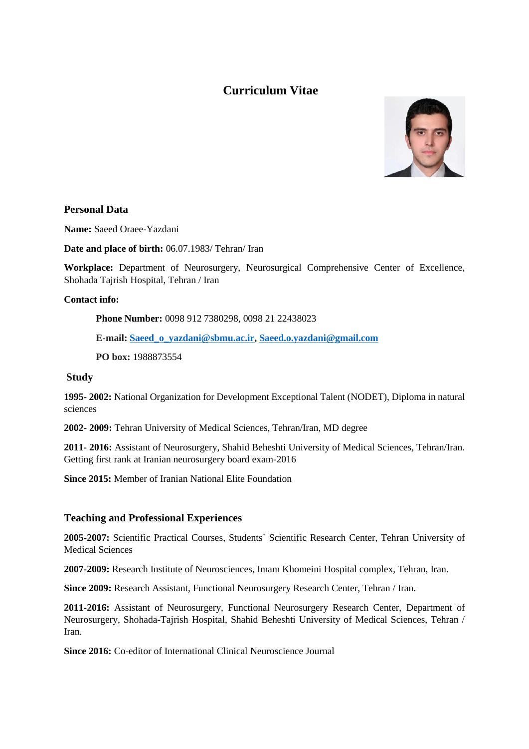# Curriculum Vitae

## Personal Data

**Name:** Saeed Oraee-Yazdani

**Date and place of birth:** 06.07.1983/ Tehran/ Iran

**Workplace:** Department of Neurosurgery, Neurosurgical Comprehensive Center of Excellence, Shohada Tajrish Hospital, Tehran / Iran

**Contact info:**

> **Phone Number:** 0098 912 7380298, 0098 21 22438023
>
> **E-mail:** Saeed_o_yazdani@sbmu.ac.ir, Saeed.o.yazdani@gmail.com
>
> **PO box:** 1988873554

## Study

**1995- 2002:** National Organization for Development Exceptional Talent (NODET), Diploma in natural sciences

**2002- 2009:** Tehran University of Medical Sciences, Tehran/Iran, MD degree

**2011- 2016:** Assistant of Neurosurgery, Shahid Beheshti University of Medical Sciences, Tehran/Iran. Getting first rank at Iranian neurosurgery board exam-2016

**Since 2015:** Member of Iranian National Elite Foundation

## Teaching and Professional Experiences

**2005-2007:** Scientific Practical Courses, Students` Scientific Research Center, Tehran University of Medical Sciences

**2007-2009:** Research Institute of Neurosciences, Imam Khomeini Hospital complex, Tehran, Iran.

**Since 2009:** Research Assistant, Functional Neurosurgery Research Center, Tehran / Iran.

**2011-2016:** Assistant of Neurosurgery, Functional Neurosurgery Research Center, Department of Neurosurgery, Shohada-Tajrish Hospital, Shahid Beheshti University of Medical Sciences, Tehran / Iran.

**Since 2016:** Co-editor of International Clinical Neuroscience Journal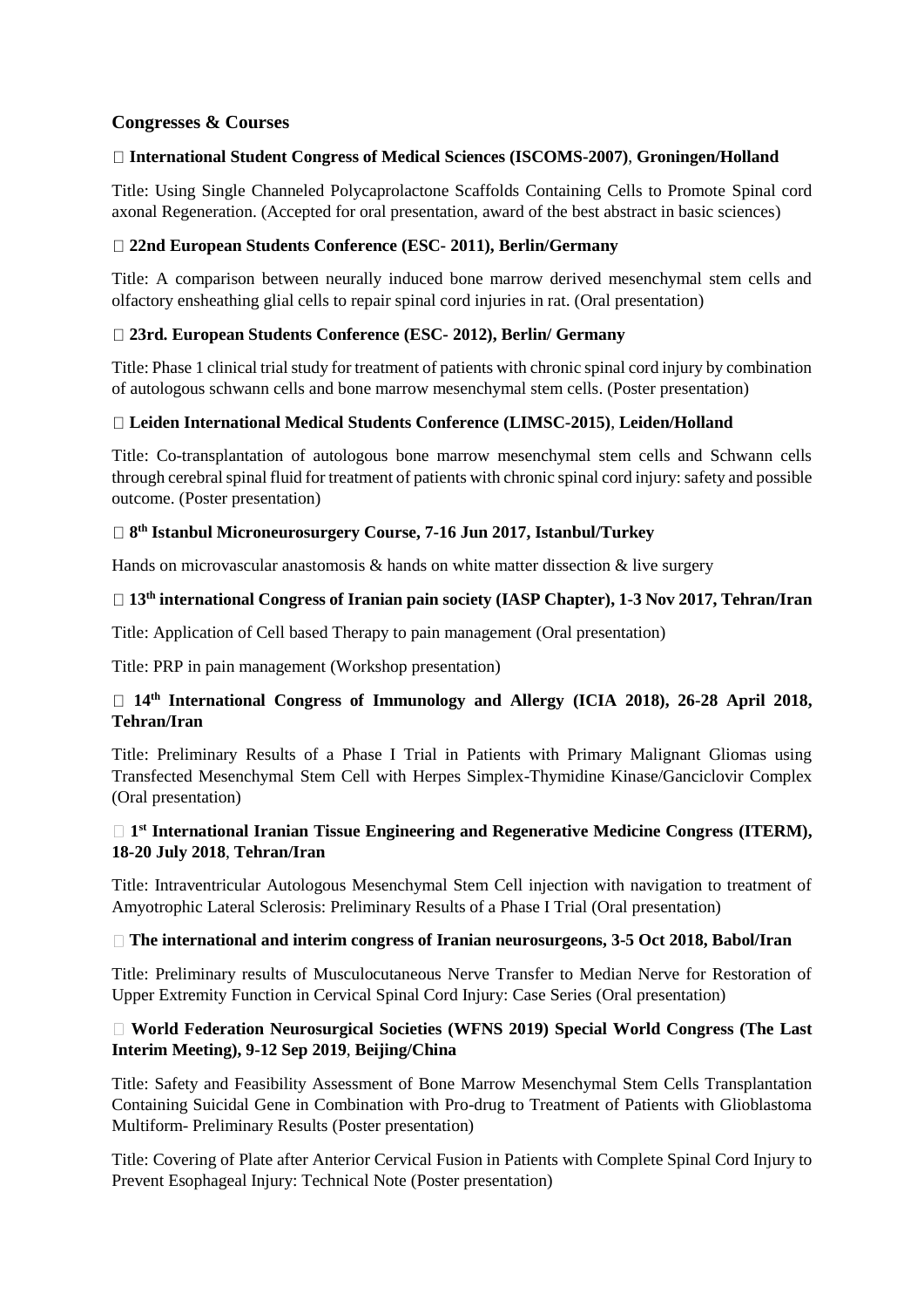## Congresses & Courses

-  **International Student Congress of Medical Sciences (ISCOMS-2007)**, **Groningen/Holland**

Title: Using Single Channeled Polycaprolactone Scaffolds Containing Cells to Promote Spinal cord axonal Regeneration. (Accepted for oral presentation, award of the best abstract in basic sciences)

-  **22nd European Students Conference (ESC- 2011), Berlin/Germany**

Title: A comparison between neurally induced bone marrow derived mesenchymal stem cells and olfactory ensheathing glial cells to repair spinal cord injuries in rat. (Oral presentation)

-  **23rd. European Students Conference (ESC- 2012), Berlin/ Germany**

Title: Phase 1 clinical trial study for treatment of patients with chronic spinal cord injury by combination of autologous schwann cells and bone marrow mesenchymal stem cells. (Poster presentation)

-  **Leiden International Medical Students Conference (LIMSC-2015)**, **Leiden/Holland**

Title: Co-transplantation of autologous bone marrow mesenchymal stem cells and Schwann cells through cerebral spinal fluid for treatment of patients with chronic spinal cord injury: safety and possible outcome. (Poster presentation)

-  **8th Istanbul Microneurosurgery Course, 7-16 Jun 2017, Istanbul/Turkey**

Hands on microvascular anastomosis & hands on white matter dissection & live surgery

-  **13th international Congress of Iranian pain society (IASP Chapter), 1-3 Nov 2017, Tehran/Iran**

Title: Application of Cell based Therapy to pain management (Oral presentation)

Title: PRP in pain management (Workshop presentation)

-  **14th International Congress of Immunology and Allergy (ICIA 2018), 26-28 April 2018, Tehran/Iran**

Title: Preliminary Results of a Phase I Trial in Patients with Primary Malignant Gliomas using Transfected Mesenchymal Stem Cell with Herpes Simplex-Thymidine Kinase/Ganciclovir Complex (Oral presentation)

-  **1st International Iranian Tissue Engineering and Regenerative Medicine Congress (ITERM), 18-20 July 2018**, **Tehran/Iran**

Title: Intraventricular Autologous Mesenchymal Stem Cell injection with navigation to treatment of Amyotrophic Lateral Sclerosis: Preliminary Results of a Phase I Trial (Oral presentation)

-  **The international and interim congress of Iranian neurosurgeons, 3-5 Oct 2018, Babol/Iran**

Title: Preliminary results of Musculocutaneous Nerve Transfer to Median Nerve for Restoration of Upper Extremity Function in Cervical Spinal Cord Injury: Case Series (Oral presentation)

-  **World Federation Neurosurgical Societies (WFNS 2019) Special World Congress (The Last Interim Meeting), 9-12 Sep 2019**, **Beijing/China**

Title: Safety and Feasibility Assessment of Bone Marrow Mesenchymal Stem Cells Transplantation Containing Suicidal Gene in Combination with Pro-drug to Treatment of Patients with Glioblastoma Multiform- Preliminary Results (Poster presentation)

Title: Covering of Plate after Anterior Cervical Fusion in Patients with Complete Spinal Cord Injury to Prevent Esophageal Injury: Technical Note (Poster presentation)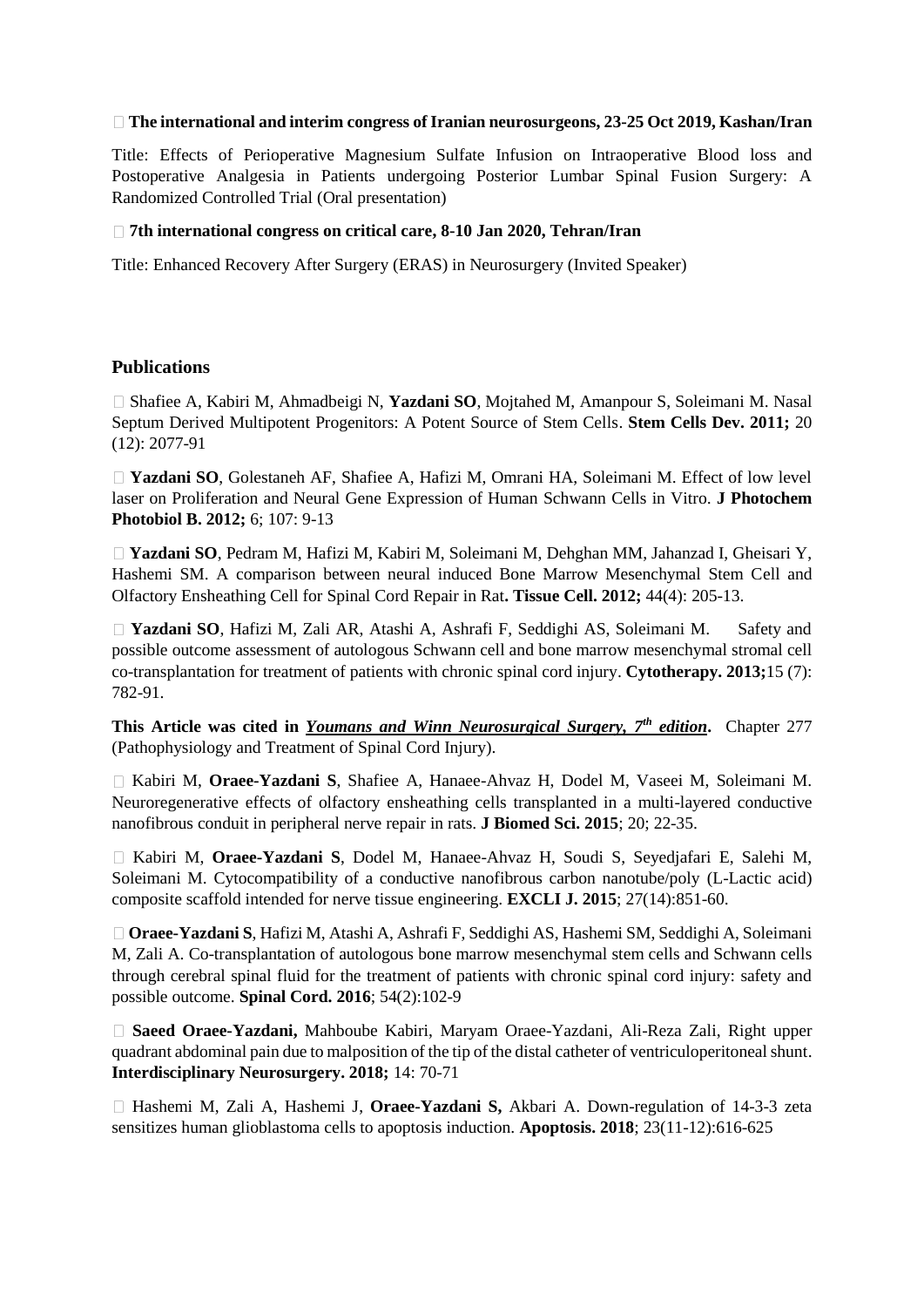**The international and interim congress of Iranian neurosurgeons, 23-25 Oct 2019, Kashan/Iran**

Title: Effects of Perioperative Magnesium Sulfate Infusion on Intraoperative Blood loss and Postoperative Analgesia in Patients undergoing Posterior Lumbar Spinal Fusion Surgery: A Randomized Controlled Trial (Oral presentation)

**7th international congress on critical care, 8-10 Jan 2020, Tehran/Iran**

Title: Enhanced Recovery After Surgery (ERAS) in Neurosurgery (Invited Speaker)

## Publications

- Shafiee A, Kabiri M, Ahmadbeigi N, **Yazdani SO**, Mojtahed M, Amanpour S, Soleimani M. Nasal Septum Derived Multipotent Progenitors: A Potent Source of Stem Cells. **Stem Cells Dev. 2011;** 20 (12): 2077-91

- **Yazdani SO**, Golestaneh AF, Shafiee A, Hafizi M, Omrani HA, Soleimani M. Effect of low level laser on Proliferation and Neural Gene Expression of Human Schwann Cells in Vitro. **J Photochem Photobiol B. 2012;** 6; 107: 9-13

- **Yazdani SO**, Pedram M, Hafizi M, Kabiri M, Soleimani M, Dehghan MM, Jahanzad I, Gheisari Y, Hashemi SM. A comparison between neural induced Bone Marrow Mesenchymal Stem Cell and Olfactory Ensheathing Cell for Spinal Cord Repair in Rat**. Tissue Cell. 2012;** 44(4): 205-13.

- **Yazdani SO**, Hafizi M, Zali AR, Atashi A, Ashrafi F, Seddighi AS, Soleimani M. Safety and possible outcome assessment of autologous Schwann cell and bone marrow mesenchymal stromal cell co-transplantation for treatment of patients with chronic spinal cord injury. **Cytotherapy. 2013;**15 (7): 782-91.

**This Article was cited in *Youmans and Winn Neurosurgical Surgery, 7th edition*.** Chapter 277 (Pathophysiology and Treatment of Spinal Cord Injury).

- Kabiri M, **Oraee-Yazdani S**, Shafiee A, Hanaee-Ahvaz H, Dodel M, Vaseei M, Soleimani M. Neuroregenerative effects of olfactory ensheathing cells transplanted in a multi-layered conductive nanofibrous conduit in peripheral nerve repair in rats. **J Biomed Sci. 2015**; 20; 22-35.

- Kabiri M, **Oraee-Yazdani S**, Dodel M, Hanaee-Ahvaz H, Soudi S, Seyedjafari E, Salehi M, Soleimani M. Cytocompatibility of a conductive nanofibrous carbon nanotube/poly (L-Lactic acid) composite scaffold intended for nerve tissue engineering. **EXCLI J. 2015**; 27(14):851-60.

- **Oraee-Yazdani S**, Hafizi M, Atashi A, Ashrafi F, Seddighi AS, Hashemi SM, Seddighi A, Soleimani M, Zali A. Co-transplantation of autologous bone marrow mesenchymal stem cells and Schwann cells through cerebral spinal fluid for the treatment of patients with chronic spinal cord injury: safety and possible outcome. **Spinal Cord. 2016**; 54(2):102-9

- **Saeed Oraee-Yazdani,** Mahboube Kabiri, Maryam Oraee-Yazdani, Ali-Reza Zali, Right upper quadrant abdominal pain due to malposition of the tip of the distal catheter of ventriculoperitoneal shunt. **Interdisciplinary Neurosurgery. 2018;** 14: 70-71

- Hashemi M, Zali A, Hashemi J, **Oraee-Yazdani S,** Akbari A. Down-regulation of 14-3-3 zeta sensitizes human glioblastoma cells to apoptosis induction. **Apoptosis. 2018**; 23(11-12):616-625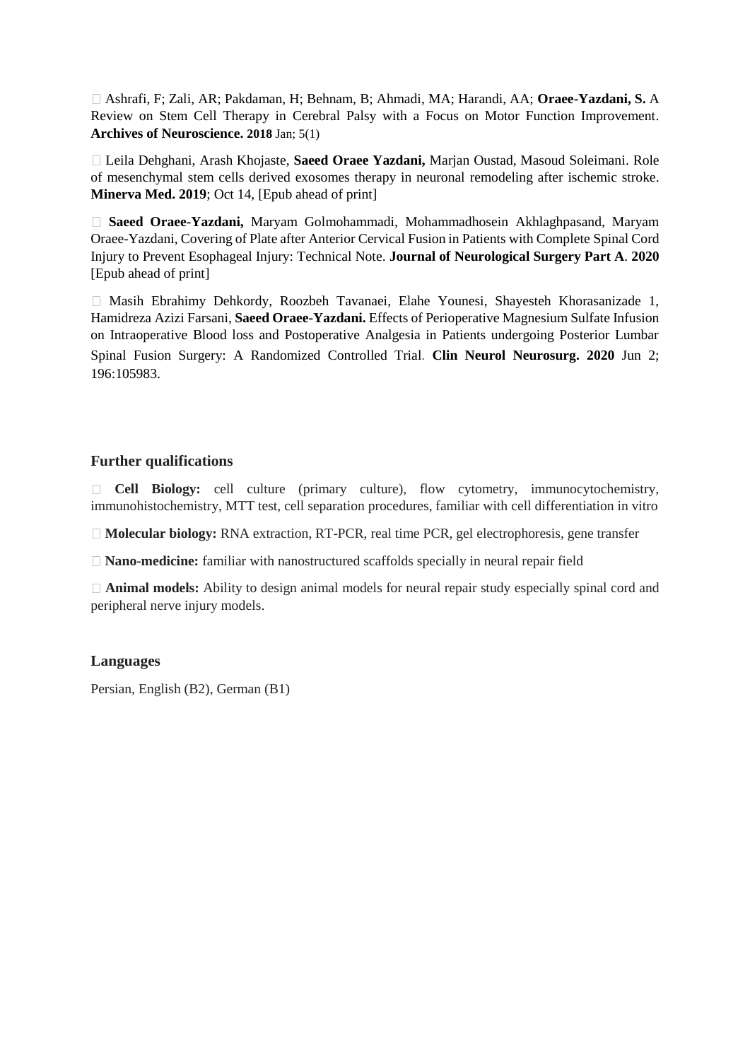- Ashrafi, F; Zali, AR; Pakdaman, H; Behnam, B; Ahmadi, MA; Harandi, AA; **Oraee-Yazdani, S.** A Review on Stem Cell Therapy in Cerebral Palsy with a Focus on Motor Function Improvement. **Archives of Neuroscience. 2018** Jan; 5(1)

- Leila Dehghani, Arash Khojaste, **Saeed Oraee Yazdani,** Marjan Oustad, Masoud Soleimani. Role of mesenchymal stem cells derived exosomes therapy in neuronal remodeling after ischemic stroke. **Minerva Med. 2019**; Oct 14, [Epub ahead of print]

- **Saeed Oraee-Yazdani,** Maryam Golmohammadi, Mohammadhosein Akhlaghpasand, Maryam Oraee-Yazdani, Covering of Plate after Anterior Cervical Fusion in Patients with Complete Spinal Cord Injury to Prevent Esophageal Injury: Technical Note. **Journal of Neurological Surgery Part A**. **2020** [Epub ahead of print]

- Masih Ebrahimy Dehkordy, Roozbeh Tavanaei, Elahe Younesi, Shayesteh Khorasanizade 1, Hamidreza Azizi Farsani, **Saeed Oraee-Yazdani.** Effects of Perioperative Magnesium Sulfate Infusion on Intraoperative Blood loss and Postoperative Analgesia in Patients undergoing Posterior Lumbar Spinal Fusion Surgery: A Randomized Controlled Trial. **Clin Neurol Neurosurg. 2020** Jun 2; 196:105983.

### Further qualifications

- **Cell Biology:** cell culture (primary culture), flow cytometry, immunocytochemistry, immunohistochemistry, MTT test, cell separation procedures, familiar with cell differentiation in vitro

- **Molecular biology:** RNA extraction, RT-PCR, real time PCR, gel electrophoresis, gene transfer

- **Nano-medicine:** familiar with nanostructured scaffolds specially in neural repair field

- **Animal models:** Ability to design animal models for neural repair study especially spinal cord and peripheral nerve injury models.

### Languages

Persian, English (B2), German (B1)